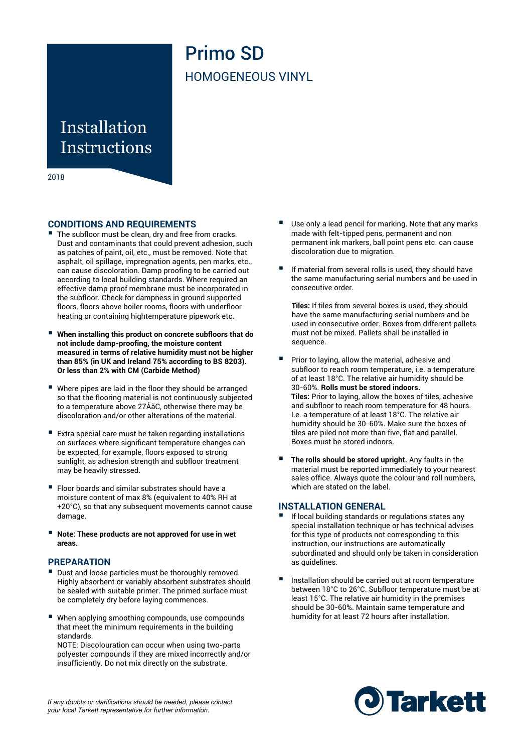# Primo SD

## HOMOGENEOUS VINYL

# Installation Instructions

2018

## CONDITIONS AND REQUIREMENTS

- The subfloor must be clean, dry and free from cracks. Dust and contaminants that could prevent adhesion, such as patches of paint, oil, etc., must be removed. Note that asphalt, oil spillage, impregnation agents, pen marks, etc., can cause discoloration. Damp proofing to be carried out according to local building standards. Where required an effective damp proof membrane must be incorporated in the subfloor. Check for dampness in ground supported floors, floors above boiler rooms, floors with underfloor heating or containing hightemperature pipework etc.

- **When installing this product on concrete subfloors that do not include damp-proofing, the moisture content measured in terms of relative humidity must not be higher than 85% (in UK and Ireland 75% according to BS 8203). Or less than 2% with CM (Carbide Method)**

- Where pipes are laid in the floor they should be arranged so that the flooring material is not continuously subjected to a temperature above 27ÂãC, otherwise there may be discoloration and/or other alterations of the material.

- Extra special care must be taken regarding installations on surfaces where significant temperature changes can be expected, for example, floors exposed to strong sunlight, as adhesion strength and subfloor treatment may be heavily stressed.

- Floor boards and similar substrates should have a moisture content of max 8% (equivalent to 40% RH at +20°C), so that any subsequent movements cannot cause damage.

- **Note: These products are not approved for use in wet areas.**

## PREPARATION

- Dust and loose particles must be thoroughly removed. Highly absorbent or variably absorbent substrates should be sealed with suitable primer. The primed surface must be completely dry before laying commences.

- When applying smoothing compounds, use compounds that meet the minimum requirements in the building standards.
  NOTE: Discolouration can occur when using two-parts polyester compounds if they are mixed incorrectly and/or insufficiently. Do not mix directly on the substrate.

- Use only a lead pencil for marking. Note that any marks made with felt-tipped pens, permanent and non permanent ink markers, ball point pens etc. can cause discoloration due to migration.

- If material from several rolls is used, they should have the same manufacturing serial numbers and be used in consecutive order.

  **Tiles:** If tiles from several boxes is used, they should have the same manufacturing serial numbers and be used in consecutive order. Boxes from different pallets must not be mixed. Pallets shall be installed in sequence.

- Prior to laying, allow the material, adhesive and subfloor to reach room temperature, i.e. a temperature of at least 18°C. The relative air humidity should be 30-60%. **Rolls must be stored indoors.**
  **Tiles:** Prior to laying, allow the boxes of tiles, adhesive and subfloor to reach room temperature for 48 hours. I.e. a temperature of at least 18°C. The relative air humidity should be 30-60%. Make sure the boxes of tiles are piled not more than five, flat and parallel. Boxes must be stored indoors.

- **The rolls should be stored upright.** Any faults in the material must be reported immediately to your nearest sales office. Always quote the colour and roll numbers, which are stated on the label.

## INSTALLATION GENERAL

- If local building standards or regulations states any special installation technique or has technical advises for this type of products not corresponding to this instruction, our instructions are automatically subordinated and should only be taken in consideration as guidelines.

- Installation should be carried out at room temperature between 18°C to 26°C. Subfloor temperature must be at least 15°C. The relative air humidity in the premises should be 30-60%. Maintain same temperature and humidity for at least 72 hours after installation.

*If any doubts or clarifications should be needed, please contact your local Tarkett representative for further information.*

Tarkett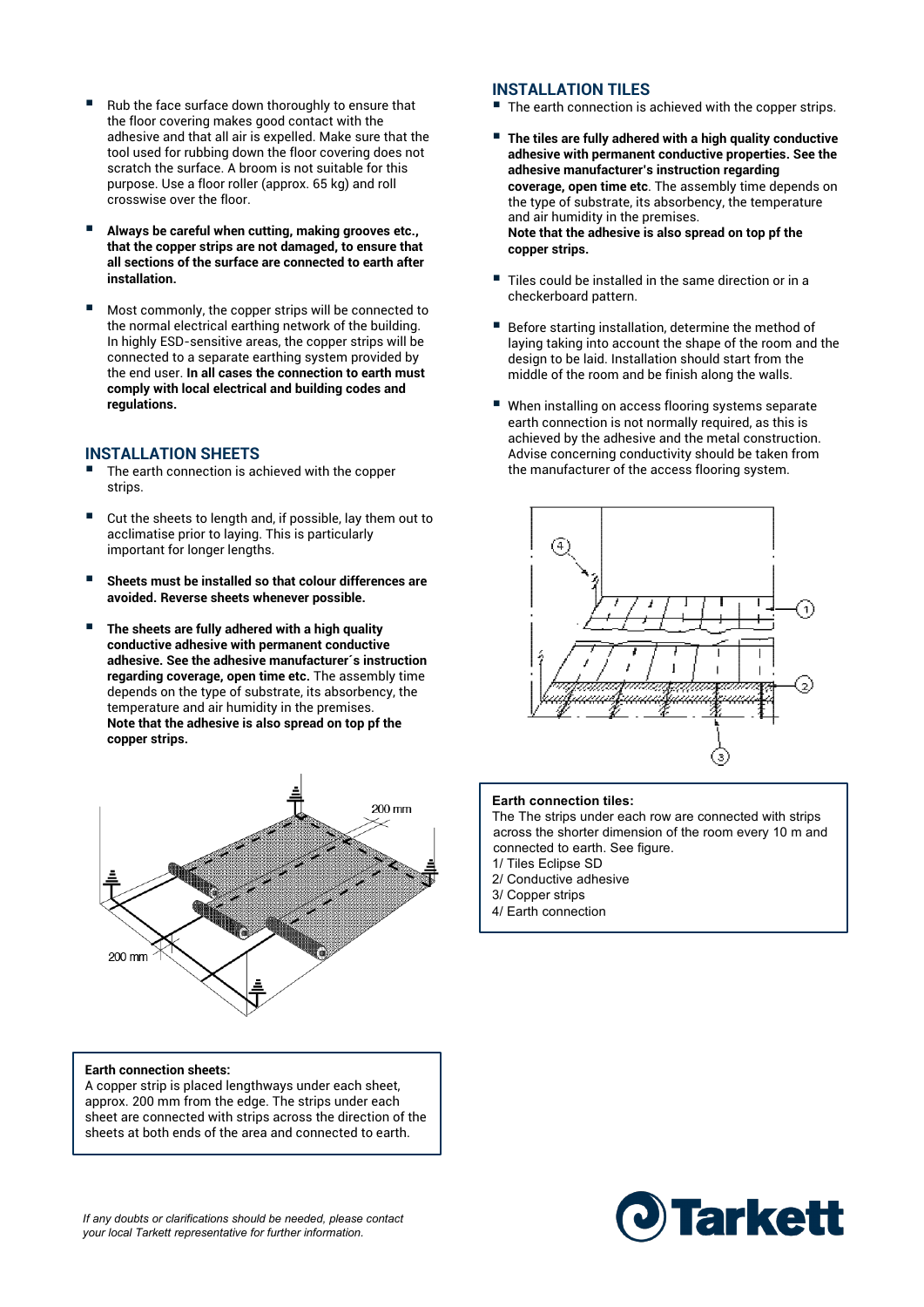- Rub the face surface down thoroughly to ensure that the floor covering makes good contact with the adhesive and that all air is expelled. Make sure that the tool used for rubbing down the floor covering does not scratch the surface. A broom is not suitable for this purpose. Use a floor roller (approx. 65 kg) and roll crosswise over the floor.

- **Always be careful when cutting, making grooves etc., that the copper strips are not damaged, to ensure that all sections of the surface are connected to earth after installation.**

- Most commonly, the copper strips will be connected to the normal electrical earthing network of the building. In highly ESD-sensitive areas, the copper strips will be connected to a separate earthing system provided by the end user. **In all cases the connection to earth must comply with local electrical and building codes and regulations.**

## INSTALLATION SHEETS

- The earth connection is achieved with the copper strips.

- Cut the sheets to length and, if possible, lay them out to acclimatise prior to laying. This is particularly important for longer lengths.

- **Sheets must be installed so that colour differences are avoided. Reverse sheets whenever possible.**

- **The sheets are fully adhered with a high quality conductive adhesive with permanent conductive adhesive. See the adhesive manufacturer´s instruction regarding coverage, open time etc.** The assembly time depends on the type of substrate, its absorbency, the temperature and air humidity in the premises.
**Note that the adhesive is also spread on top pf the copper strips.**

200 mm

200 mm

**Earth connection sheets:**
A copper strip is placed lengthways under each sheet, approx. 200 mm from the edge. The strips under each sheet are connected with strips across the direction of the sheets at both ends of the area and connected to earth.

## INSTALLATION TILES

- The earth connection is achieved with the copper strips.

- **The tiles are fully adhered with a high quality conductive adhesive with permanent conductive properties. See the adhesive manufacturer's instruction regarding coverage, open time etc**. The assembly time depends on the type of substrate, its absorbency, the temperature and air humidity in the premises.
**Note that the adhesive is also spread on top pf the copper strips.**

- Tiles could be installed in the same direction or in a checkerboard pattern.

- Before starting installation, determine the method of laying taking into account the shape of the room and the design to be laid. Installation should start from the middle of the room and be finish along the walls.

- When installing on access flooring systems separate earth connection is not normally required, as this is achieved by the adhesive and the metal construction. Advise concerning conductivity should be taken from the manufacturer of the access flooring system.

4

1

2

3

**Earth connection tiles:**
The The strips under each row are connected with strips across the shorter dimension of the room every 10 m and connected to earth. See figure.
1/ Tiles Eclipse SD
2/ Conductive adhesive
3/ Copper strips
4/ Earth connection

*If any doubts or clarifications should be needed, please contact your local Tarkett representative for further information.*

Tarkett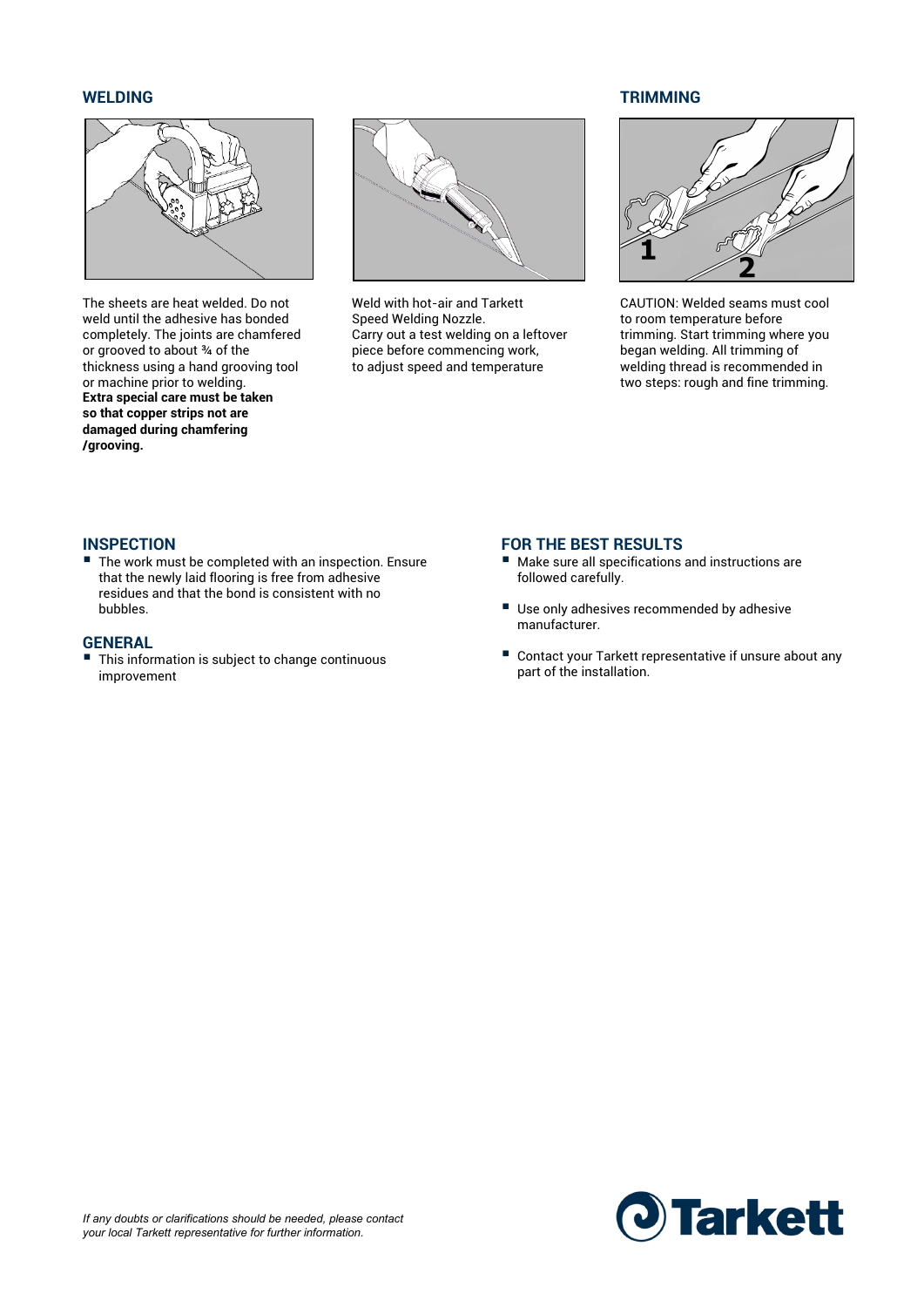## WELDING

The sheets are heat welded. Do not weld until the adhesive has bonded completely. The joints are chamfered or grooved to about ¾ of the thickness using a hand grooving tool or machine prior to welding.
**Extra special care must be taken so that copper strips not are damaged during chamfering /grooving.**

Weld with hot-air and Tarkett Speed Welding Nozzle.
Carry out a test welding on a leftover piece before commencing work, to adjust speed and temperature

## TRIMMING

1

2

CAUTION: Welded seams must cool to room temperature before trimming. Start trimming where you began welding. All trimming of welding thread is recommended in two steps: rough and fine trimming.

## INSPECTION

- The work must be completed with an inspection. Ensure that the newly laid flooring is free from adhesive residues and that the bond is consistent with no bubbles.

## GENERAL

- This information is subject to change continuous improvement

## FOR THE BEST RESULTS

- Make sure all specifications and instructions are followed carefully.
- Use only adhesives recommended by adhesive manufacturer.
- Contact your Tarkett representative if unsure about any part of the installation.

*If any doubts or clarifications should be needed, please contact your local Tarkett representative for further information.*

Tarkett